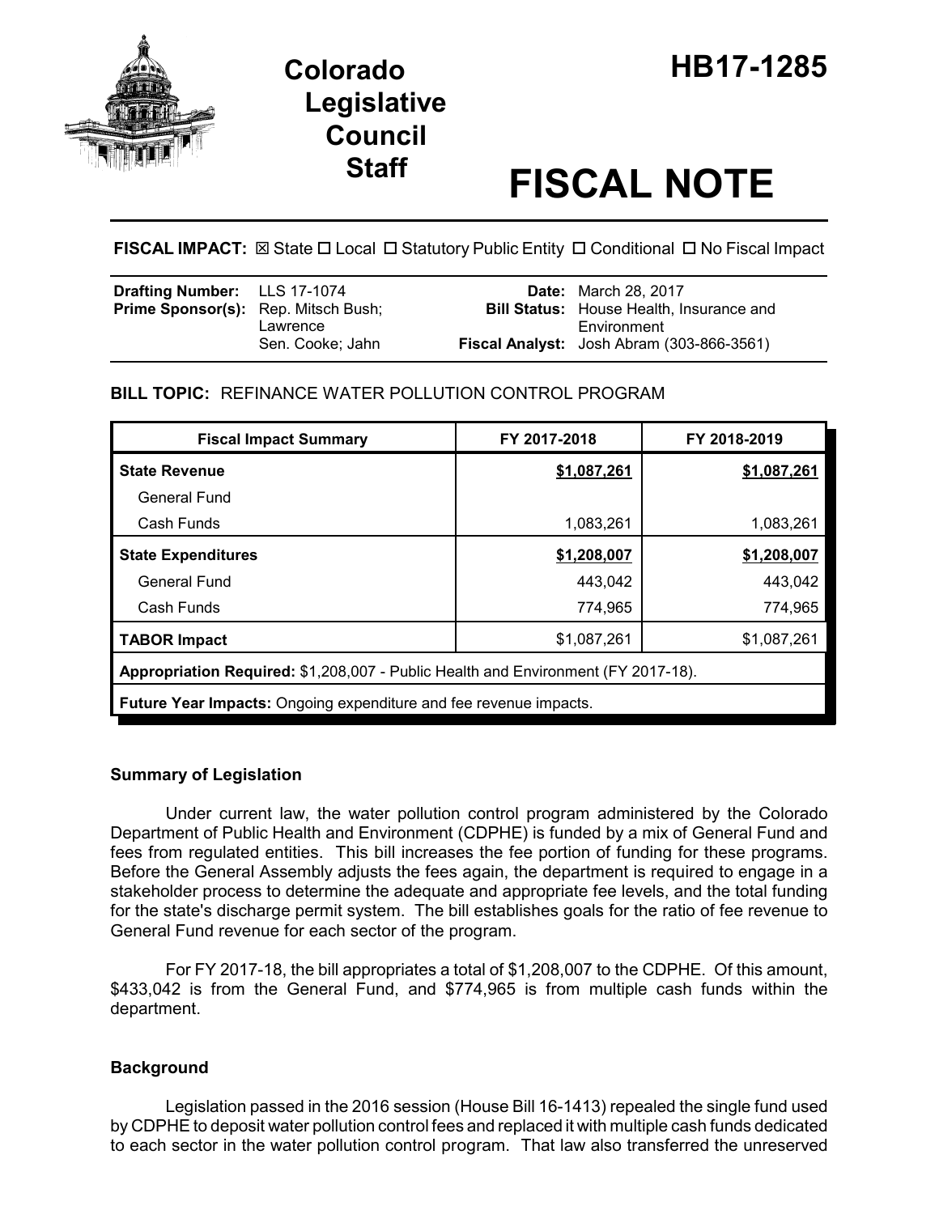# Colorado Legislative Council Staff

# HB17-1285

# FISCAL NOTE

**FISCAL IMPACT:** ☒ State ☐ Local ☐ Statutory Public Entity ☐ Conditional ☐ No Fiscal Impact

| | | | |
|---|---|---|---|
| **Drafting Number:** | LLS 17-1074 | **Date:** | March 28, 2017 |
| **Prime Sponsor(s):** | Rep. Mitsch Bush; Lawrence<br>Sen. Cooke; Jahn | **Bill Status:** | House Health, Insurance and Environment |
| | | **Fiscal Analyst:** | Josh Abram (303-866-3561) |

**BILL TOPIC:** REFINANCE WATER POLLUTION CONTROL PROGRAM

| Fiscal Impact Summary | FY 2017-2018 | FY 2018-2019 |
|---|---|---|
| **State Revenue** | **$1,087,261** | **$1,087,261** |
| General Fund | | |
| Cash Funds | 1,083,261 | 1,083,261 |
| **State Expenditures** | **$1,208,007** | **$1,208,007** |
| General Fund | 443,042 | 443,042 |
| Cash Funds | 774,965 | 774,965 |
| **TABOR Impact** | $1,087,261 | $1,087,261 |
| **Appropriation Required:** $1,208,007 - Public Health and Environment (FY 2017-18). | | |
| **Future Year Impacts:** Ongoing expenditure and fee revenue impacts. | | |

## Summary of Legislation

Under current law, the water pollution control program administered by the Colorado Department of Public Health and Environment (CDPHE) is funded by a mix of General Fund and fees from regulated entities. This bill increases the fee portion of funding for these programs. Before the General Assembly adjusts the fees again, the department is required to engage in a stakeholder process to determine the adequate and appropriate fee levels, and the total funding for the state's discharge permit system. The bill establishes goals for the ratio of fee revenue to General Fund revenue for each sector of the program.

For FY 2017-18, the bill appropriates a total of $1,208,007 to the CDPHE. Of this amount, $433,042 is from the General Fund, and $774,965 is from multiple cash funds within the department.

## Background

Legislation passed in the 2016 session (House Bill 16-1413) repealed the single fund used by CDPHE to deposit water pollution control fees and replaced it with multiple cash funds dedicated to each sector in the water pollution control program. That law also transferred the unreserved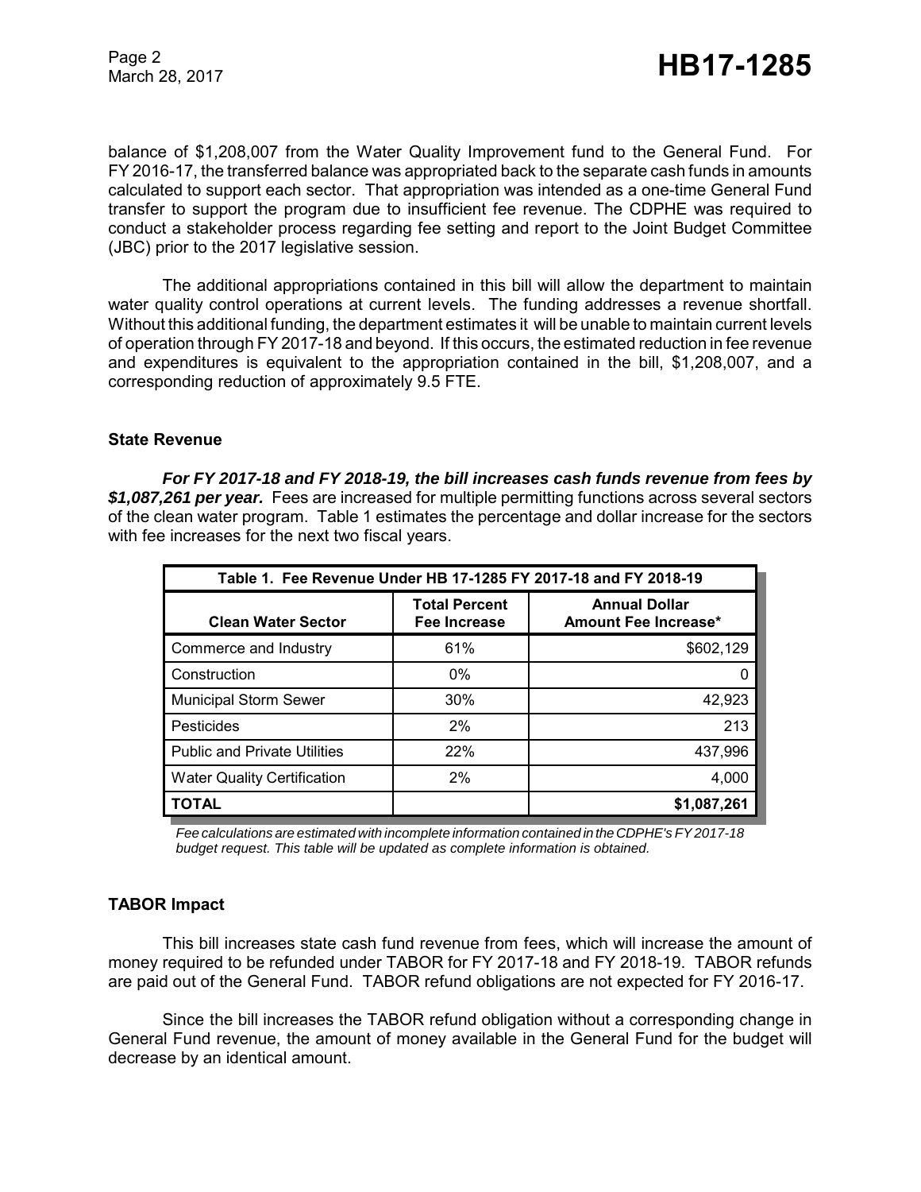balance of $1,208,007 from the Water Quality Improvement fund to the General Fund. For FY 2016-17, the transferred balance was appropriated back to the separate cash funds in amounts calculated to support each sector. That appropriation was intended as a one-time General Fund transfer to support the program due to insufficient fee revenue. The CDPHE was required to conduct a stakeholder process regarding fee setting and report to the Joint Budget Committee (JBC) prior to the 2017 legislative session.

The additional appropriations contained in this bill will allow the department to maintain water quality control operations at current levels. The funding addresses a revenue shortfall. Without this additional funding, the department estimates it will be unable to maintain current levels of operation through FY 2017-18 and beyond. If this occurs, the estimated reduction in fee revenue and expenditures is equivalent to the appropriation contained in the bill, $1,208,007, and a corresponding reduction of approximately 9.5 FTE.

### State Revenue

***For FY 2017-18 and FY 2018-19, the bill increases cash funds revenue from fees by $1,087,261 per year.*** Fees are increased for multiple permitting functions across several sectors of the clean water program. Table 1 estimates the percentage and dollar increase for the sectors with fee increases for the next two fiscal years.

**Table 1. Fee Revenue Under HB 17-1285 FY 2017-18 and FY 2018-19**

| Clean Water Sector | Total Percent Fee Increase | Annual Dollar Amount Fee Increase* |
|---|---|---|
| Commerce and Industry | 61% | $602,129 |
| Construction | 0% | 0 |
| Municipal Storm Sewer | 30% | 42,923 |
| Pesticides | 2% | 213 |
| Public and Private Utilities | 22% | 437,996 |
| Water Quality Certification | 2% | 4,000 |
| **TOTAL** | | **$1,087,261** |

*Fee calculations are estimated with incomplete information contained in the CDPHE's FY 2017-18 budget request. This table will be updated as complete information is obtained.*

### TABOR Impact

This bill increases state cash fund revenue from fees, which will increase the amount of money required to be refunded under TABOR for FY 2017-18 and FY 2018-19. TABOR refunds are paid out of the General Fund. TABOR refund obligations are not expected for FY 2016-17.

Since the bill increases the TABOR refund obligation without a corresponding change in General Fund revenue, the amount of money available in the General Fund for the budget will decrease by an identical amount.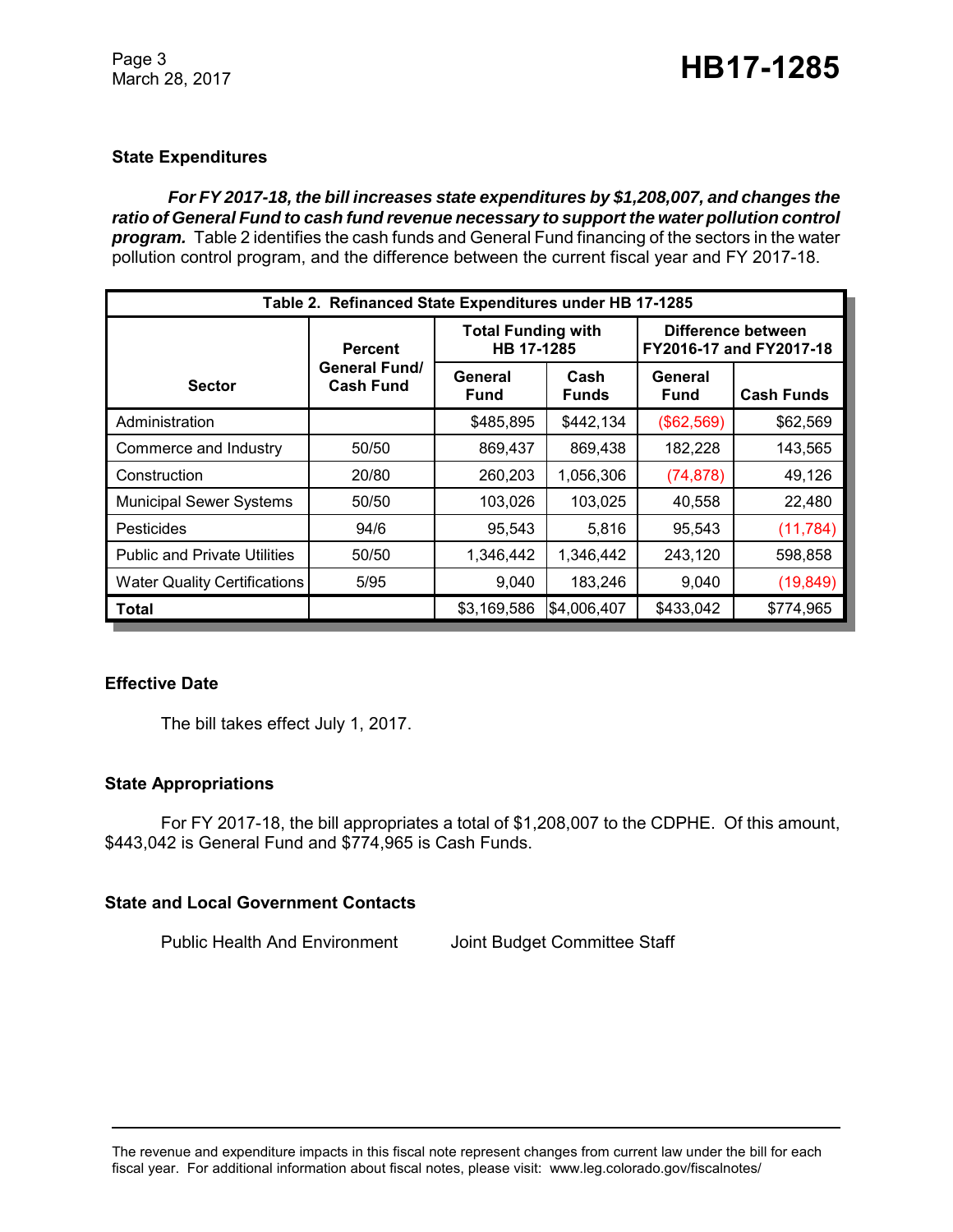## State Expenditures

***For FY 2017-18, the bill increases state expenditures by $1,208,007, and changes the ratio of General Fund to cash fund revenue necessary to support the water pollution control program.*** Table 2 identifies the cash funds and General Fund financing of the sectors in the water pollution control program, and the difference between the current fiscal year and FY 2017-18.

**Table 2. Refinanced State Expenditures under HB 17-1285**

| Sector | Percent General Fund/ Cash Fund | Total Funding with HB 17-1285 | | Difference between FY2016-17 and FY2017-18 | |
|---|---|---|---|---|---|
| | | General Fund | Cash Funds | General Fund | Cash Funds |
| Administration | | $485,895 | $442,134 | ($62,569) | $62,569 |
| Commerce and Industry | 50/50 | 869,437 | 869,438 | 182,228 | 143,565 |
| Construction | 20/80 | 260,203 | 1,056,306 | (74,878) | 49,126 |
| Municipal Sewer Systems | 50/50 | 103,026 | 103,025 | 40,558 | 22,480 |
| Pesticides | 94/6 | 95,543 | 5,816 | 95,543 | (11,784) |
| Public and Private Utilities | 50/50 | 1,346,442 | 1,346,442 | 243,120 | 598,858 |
| Water Quality Certifications | 5/95 | 9,040 | 183,246 | 9,040 | (19,849) |
| **Total** | | $3,169,586 | $4,006,407 | $433,042 | $774,965 |

## Effective Date

The bill takes effect July 1, 2017.

## State Appropriations

For FY 2017-18, the bill appropriates a total of $1,208,007 to the CDPHE. Of this amount, $443,042 is General Fund and $774,965 is Cash Funds.

## State and Local Government Contacts

Public Health And Environment &nbsp;&nbsp;&nbsp;&nbsp; Joint Budget Committee Staff

The revenue and expenditure impacts in this fiscal note represent changes from current law under the bill for each fiscal year. For additional information about fiscal notes, please visit: www.leg.colorado.gov/fiscalnotes/